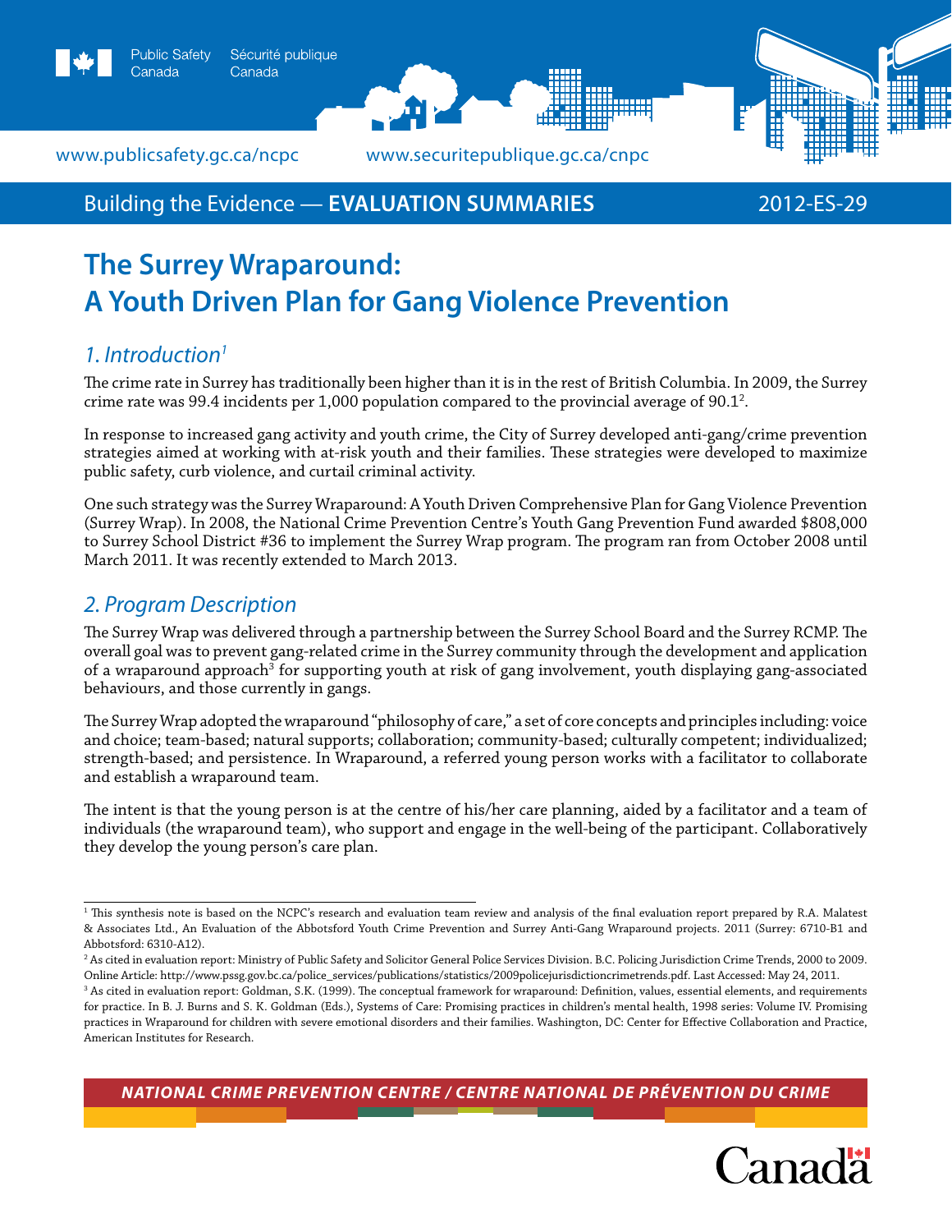Building the Evidence — **EVALUATION SUMMARIES** 2012-ES-29

# The Surrey Wraparound: A Youth Driven Plan for Gang Violence Prevention

## *1. Introduction*[1]

The crime rate in Surrey has traditionally been higher than it is in the rest of British Columbia. In 2009, the Surrey crime rate was 99.4 incidents per 1,000 population compared to the provincial average of 90.1[2].

In response to increased gang activity and youth crime, the City of Surrey developed anti-gang/crime prevention strategies aimed at working with at-risk youth and their families. These strategies were developed to maximize public safety, curb violence, and curtail criminal activity.

One such strategy was the Surrey Wraparound: A Youth Driven Comprehensive Plan for Gang Violence Prevention (Surrey Wrap). In 2008, the National Crime Prevention Centre's Youth Gang Prevention Fund awarded $808,000 to Surrey School District #36 to implement the Surrey Wrap program. The program ran from October 2008 until March 2011. It was recently extended to March 2013.

## *2. Program Description*

The Surrey Wrap was delivered through a partnership between the Surrey School Board and the Surrey RCMP. The overall goal was to prevent gang-related crime in the Surrey community through the development and application of a wraparound approach[3] for supporting youth at risk of gang involvement, youth displaying gang-associated behaviours, and those currently in gangs.

The Surrey Wrap adopted the wraparound "philosophy of care," a set of core concepts and principles including: voice and choice; team-based; natural supports; collaboration; community-based; culturally competent; individualized; strength-based; and persistence. In Wraparound, a referred young person works with a facilitator to collaborate and establish a wraparound team.

The intent is that the young person is at the centre of his/her care planning, aided by a facilitator and a team of individuals (the wraparound team), who support and engage in the well-being of the participant. Collaboratively they develop the young person's care plan.

---

[1] This synthesis note is based on the NCPC's research and evaluation team review and analysis of the final evaluation report prepared by R.A. Malatest & Associates Ltd., An Evaluation of the Abbotsford Youth Crime Prevention and Surrey Anti-Gang Wraparound projects. 2011 (Surrey: 6710-B1 and Abbotsford: 6310-A12).

[2] As cited in evaluation report: Ministry of Public Safety and Solicitor General Police Services Division. B.C. Policing Jurisdiction Crime Trends, 2000 to 2009. Online Article: http://www.pssg.gov.bc.ca/police_services/publications/statistics/2009policejurisdictioncrimetrends.pdf. Last Accessed: May 24, 2011.

[3] As cited in evaluation report: Goldman, S.K. (1999). The conceptual framework for wraparound: Definition, values, essential elements, and requirements for practice. In B. J. Burns and S. K. Goldman (Eds.), Systems of Care: Promising practices in children's mental health, 1998 series: Volume IV. Promising practices in Wraparound for children with severe emotional disorders and their families. Washington, DC: Center for Effective Collaboration and Practice, American Institutes for Research.

***NATIONAL CRIME PREVENTION CENTRE / CENTRE NATIONAL DE PRÉVENTION DU CRIME***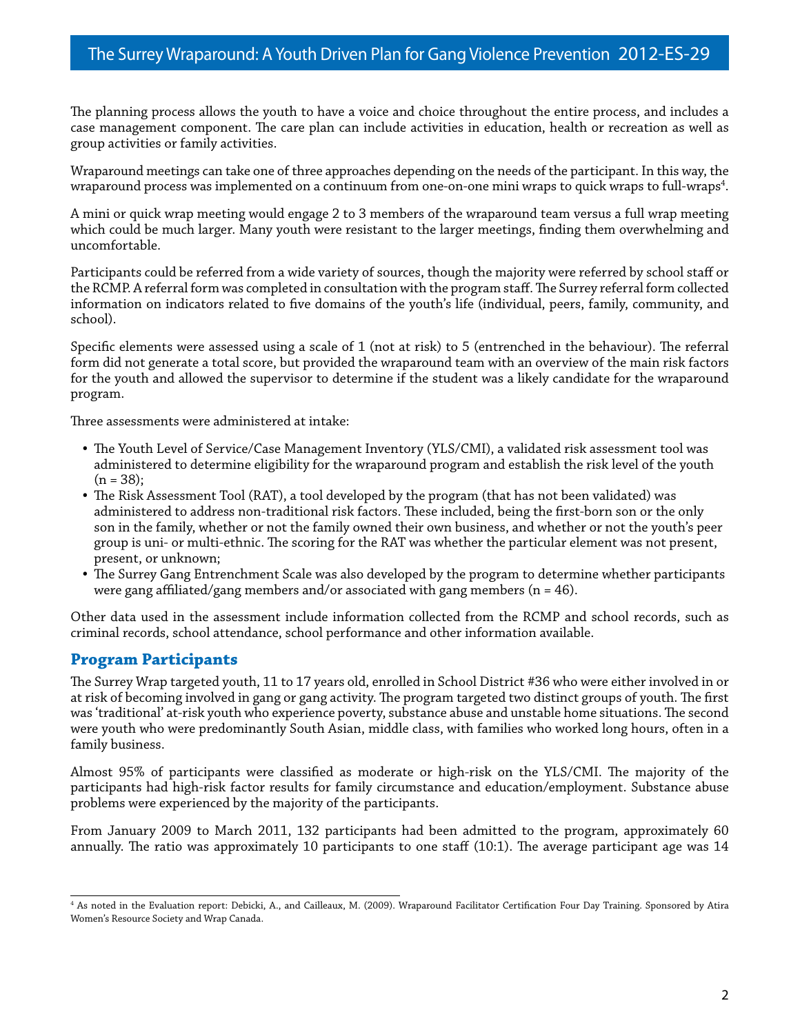The planning process allows the youth to have a voice and choice throughout the entire process, and includes a case management component. The care plan can include activities in education, health or recreation as well as group activities or family activities.

Wraparound meetings can take one of three approaches depending on the needs of the participant. In this way, the wraparound process was implemented on a continuum from one-on-one mini wraps to quick wraps to full-wraps[4].

A mini or quick wrap meeting would engage 2 to 3 members of the wraparound team versus a full wrap meeting which could be much larger. Many youth were resistant to the larger meetings, finding them overwhelming and uncomfortable.

Participants could be referred from a wide variety of sources, though the majority were referred by school staff or the RCMP. A referral form was completed in consultation with the program staff. The Surrey referral form collected information on indicators related to five domains of the youth's life (individual, peers, family, community, and school).

Specific elements were assessed using a scale of 1 (not at risk) to 5 (entrenched in the behaviour). The referral form did not generate a total score, but provided the wraparound team with an overview of the main risk factors for the youth and allowed the supervisor to determine if the student was a likely candidate for the wraparound program.

Three assessments were administered at intake:

- The Youth Level of Service/Case Management Inventory (YLS/CMI), a validated risk assessment tool was administered to determine eligibility for the wraparound program and establish the risk level of the youth (n = 38);
- The Risk Assessment Tool (RAT), a tool developed by the program (that has not been validated) was administered to address non-traditional risk factors. These included, being the first-born son or the only son in the family, whether or not the family owned their own business, and whether or not the youth's peer group is uni- or multi-ethnic. The scoring for the RAT was whether the particular element was not present, present, or unknown;
- The Surrey Gang Entrenchment Scale was also developed by the program to determine whether participants were gang affiliated/gang members and/or associated with gang members (n = 46).

Other data used in the assessment include information collected from the RCMP and school records, such as criminal records, school attendance, school performance and other information available.

## Program Participants

The Surrey Wrap targeted youth, 11 to 17 years old, enrolled in School District #36 who were either involved in or at risk of becoming involved in gang or gang activity. The program targeted two distinct groups of youth. The first was 'traditional' at-risk youth who experience poverty, substance abuse and unstable home situations. The second were youth who were predominantly South Asian, middle class, with families who worked long hours, often in a family business.

Almost 95% of participants were classified as moderate or high-risk on the YLS/CMI. The majority of the participants had high-risk factor results for family circumstance and education/employment. Substance abuse problems were experienced by the majority of the participants.

From January 2009 to March 2011, 132 participants had been admitted to the program, approximately 60 annually. The ratio was approximately 10 participants to one staff (10:1). The average participant age was 14

---

[4] As noted in the Evaluation report: Debicki, A., and Cailleaux, M. (2009). Wraparound Facilitator Certification Four Day Training. Sponsored by Atira Women's Resource Society and Wrap Canada.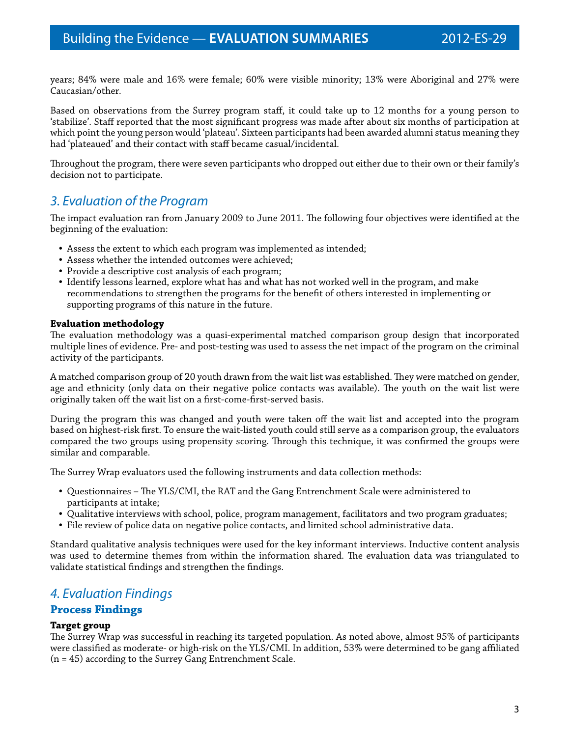years; 84% were male and 16% were female; 60% were visible minority; 13% were Aboriginal and 27% were Caucasian/other.

Based on observations from the Surrey program staff, it could take up to 12 months for a young person to 'stabilize'. Staff reported that the most significant progress was made after about six months of participation at which point the young person would 'plateau'. Sixteen participants had been awarded alumni status meaning they had 'plateaued' and their contact with staff became casual/incidental.

Throughout the program, there were seven participants who dropped out either due to their own or their family's decision not to participate.

## *3. Evaluation of the Program*

The impact evaluation ran from January 2009 to June 2011. The following four objectives were identified at the beginning of the evaluation:

- Assess the extent to which each program was implemented as intended;
- Assess whether the intended outcomes were achieved;
- Provide a descriptive cost analysis of each program;
- Identify lessons learned, explore what has and what has not worked well in the program, and make recommendations to strengthen the programs for the benefit of others interested in implementing or supporting programs of this nature in the future.

**Evaluation methodology**

The evaluation methodology was a quasi-experimental matched comparison group design that incorporated multiple lines of evidence. Pre- and post-testing was used to assess the net impact of the program on the criminal activity of the participants.

A matched comparison group of 20 youth drawn from the wait list was established. They were matched on gender, age and ethnicity (only data on their negative police contacts was available). The youth on the wait list were originally taken off the wait list on a first-come-first-served basis.

During the program this was changed and youth were taken off the wait list and accepted into the program based on highest-risk first. To ensure the wait-listed youth could still serve as a comparison group, the evaluators compared the two groups using propensity scoring. Through this technique, it was confirmed the groups were similar and comparable.

The Surrey Wrap evaluators used the following instruments and data collection methods:

- Questionnaires – The YLS/CMI, the RAT and the Gang Entrenchment Scale were administered to participants at intake;
- Qualitative interviews with school, police, program management, facilitators and two program graduates;
- File review of police data on negative police contacts, and limited school administrative data.

Standard qualitative analysis techniques were used for the key informant interviews. Inductive content analysis was used to determine themes from within the information shared. The evaluation data was triangulated to validate statistical findings and strengthen the findings.

## *4. Evaluation Findings*

### Process Findings

**Target group**

The Surrey Wrap was successful in reaching its targeted population. As noted above, almost 95% of participants were classified as moderate- or high-risk on the YLS/CMI. In addition, 53% were determined to be gang affiliated (n = 45) according to the Surrey Gang Entrenchment Scale.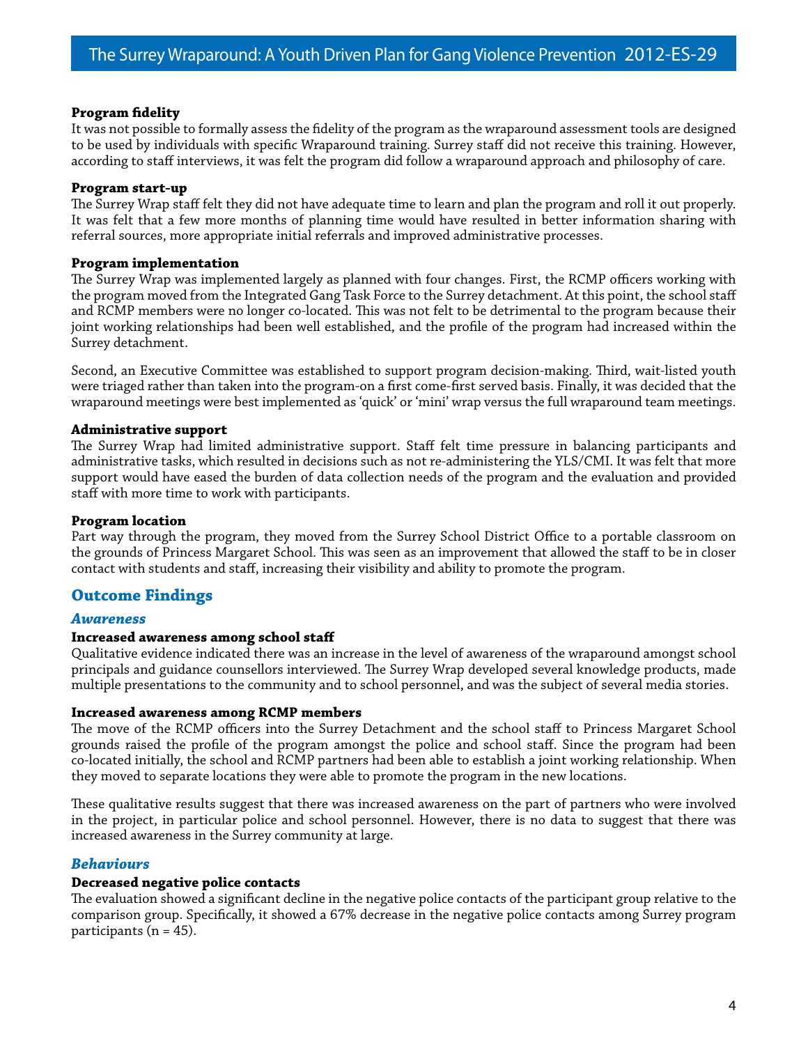**Program fidelity**

It was not possible to formally assess the fidelity of the program as the wraparound assessment tools are designed to be used by individuals with specific Wraparound training. Surrey staff did not receive this training. However, according to staff interviews, it was felt the program did follow a wraparound approach and philosophy of care.

**Program start-up**

The Surrey Wrap staff felt they did not have adequate time to learn and plan the program and roll it out properly. It was felt that a few more months of planning time would have resulted in better information sharing with referral sources, more appropriate initial referrals and improved administrative processes.

**Program implementation**

The Surrey Wrap was implemented largely as planned with four changes. First, the RCMP officers working with the program moved from the Integrated Gang Task Force to the Surrey detachment. At this point, the school staff and RCMP members were no longer co-located. This was not felt to be detrimental to the program because their joint working relationships had been well established, and the profile of the program had increased within the Surrey detachment.

Second, an Executive Committee was established to support program decision-making. Third, wait-listed youth were triaged rather than taken into the program-on a first come-first served basis. Finally, it was decided that the wraparound meetings were best implemented as 'quick' or 'mini' wrap versus the full wraparound team meetings.

**Administrative support**

The Surrey Wrap had limited administrative support. Staff felt time pressure in balancing participants and administrative tasks, which resulted in decisions such as not re-administering the YLS/CMI. It was felt that more support would have eased the burden of data collection needs of the program and the evaluation and provided staff with more time to work with participants.

**Program location**

Part way through the program, they moved from the Surrey School District Office to a portable classroom on the grounds of Princess Margaret School. This was seen as an improvement that allowed the staff to be in closer contact with students and staff, increasing their visibility and ability to promote the program.

## Outcome Findings

### *Awareness*

**Increased awareness among school staff**

Qualitative evidence indicated there was an increase in the level of awareness of the wraparound amongst school principals and guidance counsellors interviewed. The Surrey Wrap developed several knowledge products, made multiple presentations to the community and to school personnel, and was the subject of several media stories.

**Increased awareness among RCMP members**

The move of the RCMP officers into the Surrey Detachment and the school staff to Princess Margaret School grounds raised the profile of the program amongst the police and school staff. Since the program had been co-located initially, the school and RCMP partners had been able to establish a joint working relationship. When they moved to separate locations they were able to promote the program in the new locations.

These qualitative results suggest that there was increased awareness on the part of partners who were involved in the project, in particular police and school personnel. However, there is no data to suggest that there was increased awareness in the Surrey community at large.

### *Behaviours*

**Decreased negative police contacts**

The evaluation showed a significant decline in the negative police contacts of the participant group relative to the comparison group. Specifically, it showed a 67% decrease in the negative police contacts among Surrey program participants (n = 45).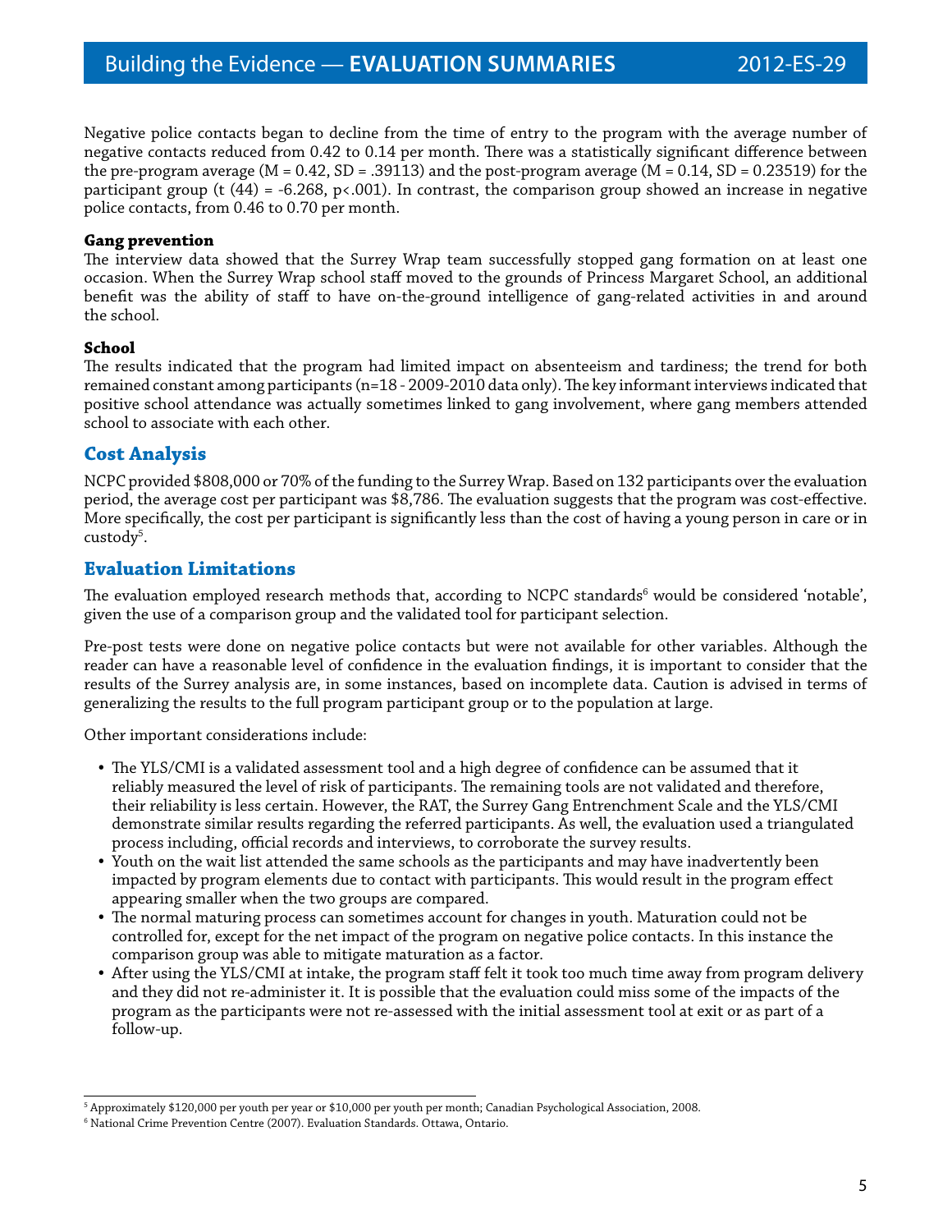Negative police contacts began to decline from the time of entry to the program with the average number of negative contacts reduced from 0.42 to 0.14 per month. There was a statistically significant difference between the pre-program average ($M = 0.42$, $SD = .39113$) and the post-program average ($M = 0.14$, $SD = 0.23519$) for the participant group ($t(44) = -6.268$, $p < .001$). In contrast, the comparison group showed an increase in negative police contacts, from 0.46 to 0.70 per month.

**Gang prevention**

The interview data showed that the Surrey Wrap team successfully stopped gang formation on at least one occasion. When the Surrey Wrap school staff moved to the grounds of Princess Margaret School, an additional benefit was the ability of staff to have on-the-ground intelligence of gang-related activities in and around the school.

**School**

The results indicated that the program had limited impact on absenteeism and tardiness; the trend for both remained constant among participants (n=18 - 2009-2010 data only). The key informant interviews indicated that positive school attendance was actually sometimes linked to gang involvement, where gang members attended school to associate with each other.

## Cost Analysis

NCPC provided $808,000 or 70% of the funding to the Surrey Wrap. Based on 132 participants over the evaluation period, the average cost per participant was $8,786. The evaluation suggests that the program was cost-effective. More specifically, the cost per participant is significantly less than the cost of having a young person in care or in custody[5].

## Evaluation Limitations

The evaluation employed research methods that, according to NCPC standards[6] would be considered 'notable', given the use of a comparison group and the validated tool for participant selection.

Pre-post tests were done on negative police contacts but were not available for other variables. Although the reader can have a reasonable level of confidence in the evaluation findings, it is important to consider that the results of the Surrey analysis are, in some instances, based on incomplete data. Caution is advised in terms of generalizing the results to the full program participant group or to the population at large.

Other important considerations include:

- The YLS/CMI is a validated assessment tool and a high degree of confidence can be assumed that it reliably measured the level of risk of participants. The remaining tools are not validated and therefore, their reliability is less certain. However, the RAT, the Surrey Gang Entrenchment Scale and the YLS/CMI demonstrate similar results regarding the referred participants. As well, the evaluation used a triangulated process including, official records and interviews, to corroborate the survey results.
- Youth on the wait list attended the same schools as the participants and may have inadvertently been impacted by program elements due to contact with participants. This would result in the program effect appearing smaller when the two groups are compared.
- The normal maturing process can sometimes account for changes in youth. Maturation could not be controlled for, except for the net impact of the program on negative police contacts. In this instance the comparison group was able to mitigate maturation as a factor.
- After using the YLS/CMI at intake, the program staff felt it took too much time away from program delivery and they did not re-administer it. It is possible that the evaluation could miss some of the impacts of the program as the participants were not re-assessed with the initial assessment tool at exit or as part of a follow-up.

---

[5] Approximately $120,000 per youth per year or $10,000 per youth per month; Canadian Psychological Association, 2008.

[6] National Crime Prevention Centre (2007). Evaluation Standards. Ottawa, Ontario.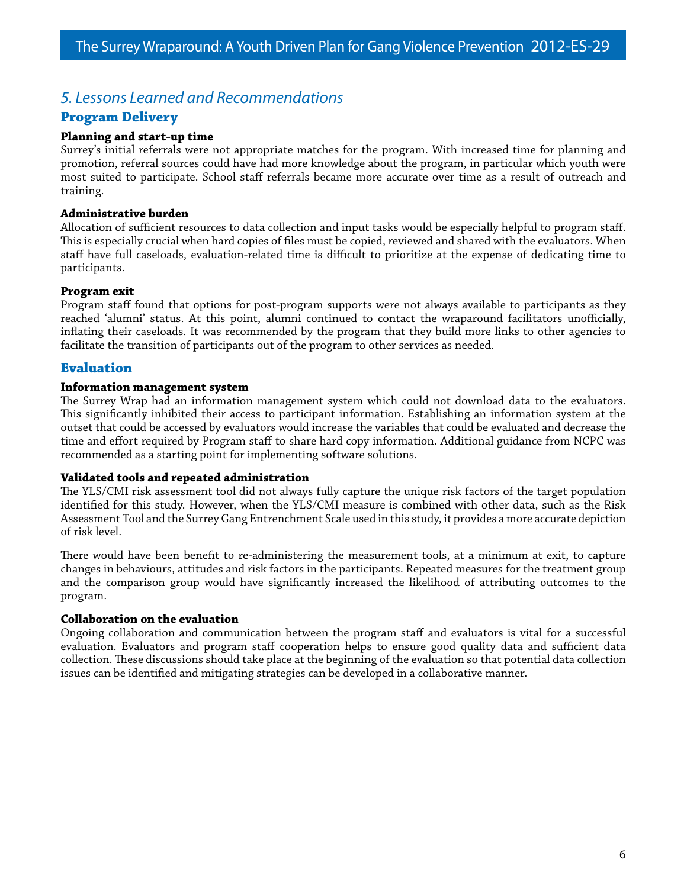## 5. Lessons Learned and Recommendations

### Program Delivery

**Planning and start-up time**

Surrey's initial referrals were not appropriate matches for the program. With increased time for planning and promotion, referral sources could have had more knowledge about the program, in particular which youth were most suited to participate. School staff referrals became more accurate over time as a result of outreach and training.

**Administrative burden**

Allocation of sufficient resources to data collection and input tasks would be especially helpful to program staff. This is especially crucial when hard copies of files must be copied, reviewed and shared with the evaluators. When staff have full caseloads, evaluation-related time is difficult to prioritize at the expense of dedicating time to participants.

**Program exit**

Program staff found that options for post-program supports were not always available to participants as they reached 'alumni' status. At this point, alumni continued to contact the wraparound facilitators unofficially, inflating their caseloads. It was recommended by the program that they build more links to other agencies to facilitate the transition of participants out of the program to other services as needed.

### Evaluation

**Information management system**

The Surrey Wrap had an information management system which could not download data to the evaluators. This significantly inhibited their access to participant information. Establishing an information system at the outset that could be accessed by evaluators would increase the variables that could be evaluated and decrease the time and effort required by Program staff to share hard copy information. Additional guidance from NCPC was recommended as a starting point for implementing software solutions.

**Validated tools and repeated administration**

The YLS/CMI risk assessment tool did not always fully capture the unique risk factors of the target population identified for this study. However, when the YLS/CMI measure is combined with other data, such as the Risk Assessment Tool and the Surrey Gang Entrenchment Scale used in this study, it provides a more accurate depiction of risk level.

There would have been benefit to re-administering the measurement tools, at a minimum at exit, to capture changes in behaviours, attitudes and risk factors in the participants. Repeated measures for the treatment group and the comparison group would have significantly increased the likelihood of attributing outcomes to the program.

**Collaboration on the evaluation**

Ongoing collaboration and communication between the program staff and evaluators is vital for a successful evaluation. Evaluators and program staff cooperation helps to ensure good quality data and sufficient data collection. These discussions should take place at the beginning of the evaluation so that potential data collection issues can be identified and mitigating strategies can be developed in a collaborative manner.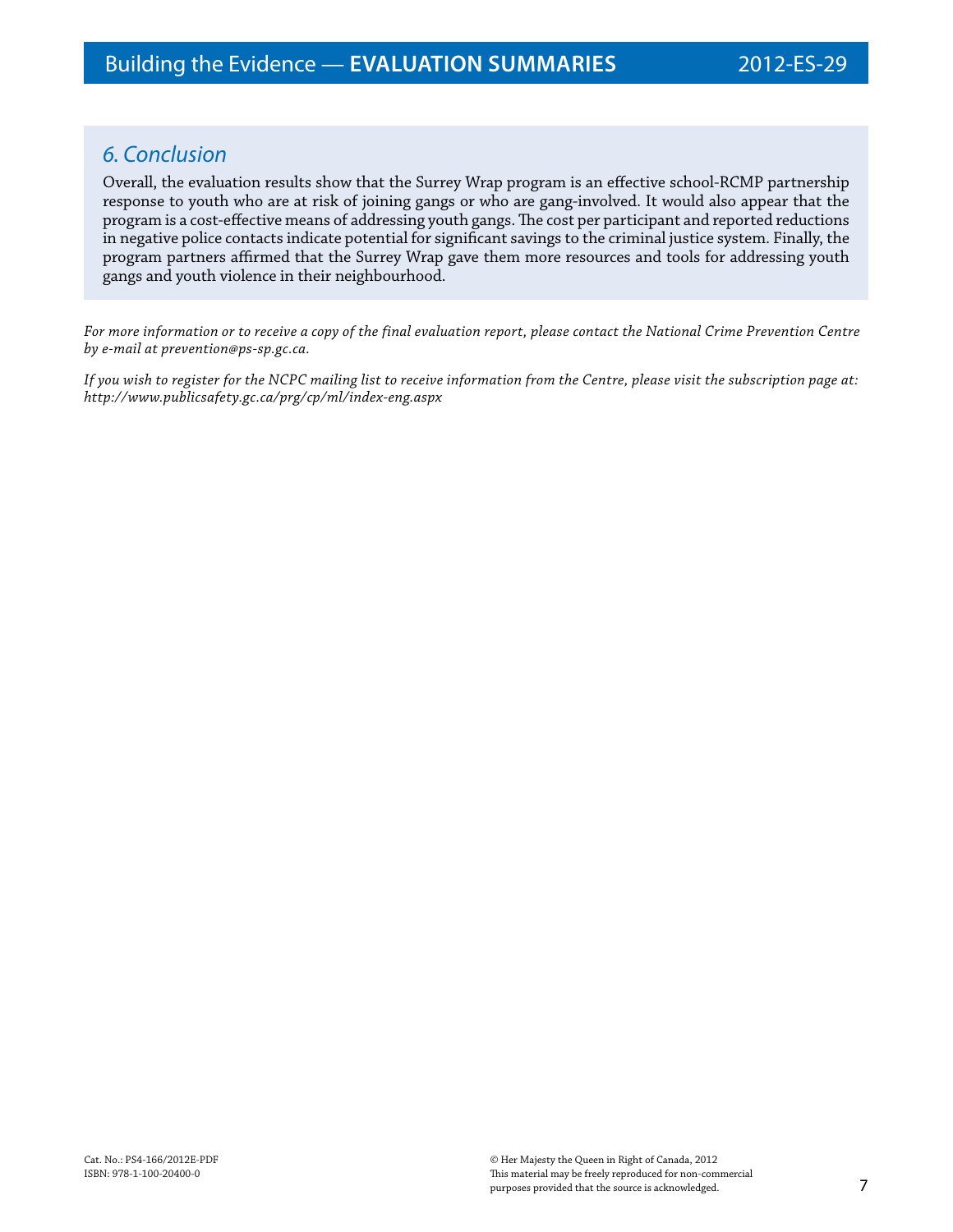## *6. Conclusion*

Overall, the evaluation results show that the Surrey Wrap program is an effective school-RCMP partnership response to youth who are at risk of joining gangs or who are gang-involved. It would also appear that the program is a cost-effective means of addressing youth gangs. The cost per participant and reported reductions in negative police contacts indicate potential for significant savings to the criminal justice system. Finally, the program partners affirmed that the Surrey Wrap gave them more resources and tools for addressing youth gangs and youth violence in their neighbourhood.

*For more information or to receive a copy of the final evaluation report, please contact the National Crime Prevention Centre by e-mail at prevention@ps-sp.gc.ca.*

*If you wish to register for the NCPC mailing list to receive information from the Centre, please visit the subscription page at: http://www.publicsafety.gc.ca/prg/cp/ml/index-eng.aspx*

Cat. No.: PS4-166/2012E-PDF
ISBN: 978-1-100-20400-0

© Her Majesty the Queen in Right of Canada, 2012
This material may be freely reproduced for non-commercial purposes provided that the source is acknowledged.